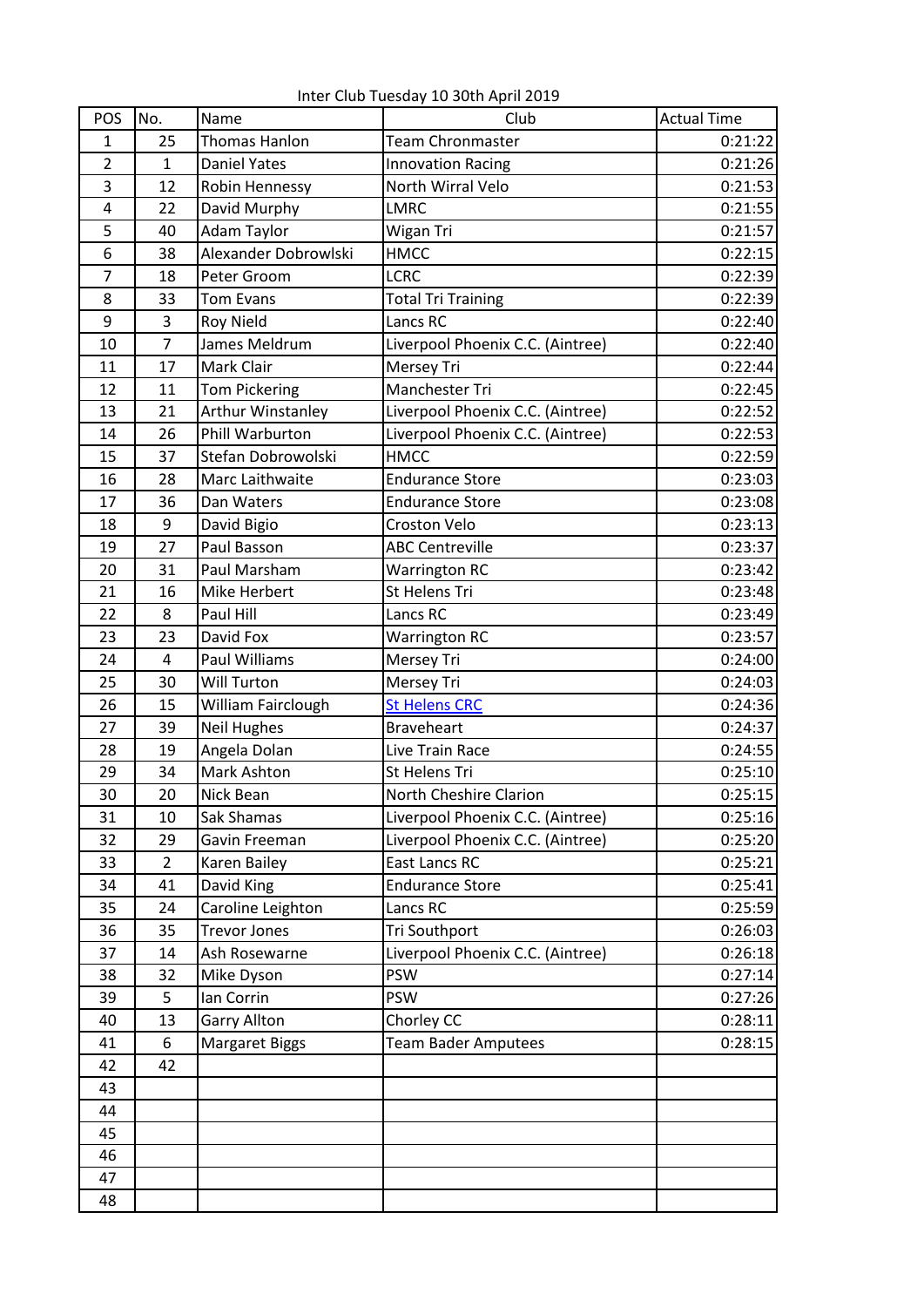Inter Club Tuesday 10 30th April 2019

| POS | No. | Name | Club | Actual Time |
|---|---|---|---|---|
| 1 | 25 | Thomas Hanlon | Team Chronmaster | 0:21:22 |
| 2 | 1 | Daniel Yates | Innovation Racing | 0:21:26 |
| 3 | 12 | Robin Hennessy | North Wirral Velo | 0:21:53 |
| 4 | 22 | David Murphy | LMRC | 0:21:55 |
| 5 | 40 | Adam Taylor | Wigan Tri | 0:21:57 |
| 6 | 38 | Alexander Dobrowlski | HMCC | 0:22:15 |
| 7 | 18 | Peter Groom | LCRC | 0:22:39 |
| 8 | 33 | Tom Evans | Total Tri Training | 0:22:39 |
| 9 | 3 | Roy Nield | Lancs RC | 0:22:40 |
| 10 | 7 | James Meldrum | Liverpool Phoenix C.C. (Aintree) | 0:22:40 |
| 11 | 17 | Mark Clair | Mersey Tri | 0:22:44 |
| 12 | 11 | Tom Pickering | Manchester Tri | 0:22:45 |
| 13 | 21 | Arthur Winstanley | Liverpool Phoenix C.C. (Aintree) | 0:22:52 |
| 14 | 26 | Phill Warburton | Liverpool Phoenix C.C. (Aintree) | 0:22:53 |
| 15 | 37 | Stefan Dobrowolski | HMCC | 0:22:59 |
| 16 | 28 | Marc Laithwaite | Endurance Store | 0:23:03 |
| 17 | 36 | Dan Waters | Endurance Store | 0:23:08 |
| 18 | 9 | David Bigio | Croston Velo | 0:23:13 |
| 19 | 27 | Paul Basson | ABC Centreville | 0:23:37 |
| 20 | 31 | Paul Marsham | Warrington RC | 0:23:42 |
| 21 | 16 | Mike Herbert | St Helens Tri | 0:23:48 |
| 22 | 8 | Paul Hill | Lancs RC | 0:23:49 |
| 23 | 23 | David Fox | Warrington RC | 0:23:57 |
| 24 | 4 | Paul Williams | Mersey Tri | 0:24:00 |
| 25 | 30 | Will Turton | Mersey Tri | 0:24:03 |
| 26 | 15 | William Fairclough | St Helens CRC | 0:24:36 |
| 27 | 39 | Neil Hughes | Braveheart | 0:24:37 |
| 28 | 19 | Angela Dolan | Live Train Race | 0:24:55 |
| 29 | 34 | Mark Ashton | St Helens Tri | 0:25:10 |
| 30 | 20 | Nick Bean | North Cheshire Clarion | 0:25:15 |
| 31 | 10 | Sak Shamas | Liverpool Phoenix C.C. (Aintree) | 0:25:16 |
| 32 | 29 | Gavin Freeman | Liverpool Phoenix C.C. (Aintree) | 0:25:20 |
| 33 | 2 | Karen Bailey | East Lancs RC | 0:25:21 |
| 34 | 41 | David King | Endurance Store | 0:25:41 |
| 35 | 24 | Caroline Leighton | Lancs RC | 0:25:59 |
| 36 | 35 | Trevor Jones | Tri Southport | 0:26:03 |
| 37 | 14 | Ash Rosewarne | Liverpool Phoenix C.C. (Aintree) | 0:26:18 |
| 38 | 32 | Mike Dyson | PSW | 0:27:14 |
| 39 | 5 | Ian Corrin | PSW | 0:27:26 |
| 40 | 13 | Garry Allton | Chorley CC | 0:28:11 |
| 41 | 6 | Margaret Biggs | Team Bader Amputees | 0:28:15 |
| 42 | 42 | | | |
| 43 | | | | |
| 44 | | | | |
| 45 | | | | |
| 46 | | | | |
| 47 | | | | |
| 48 | | | | |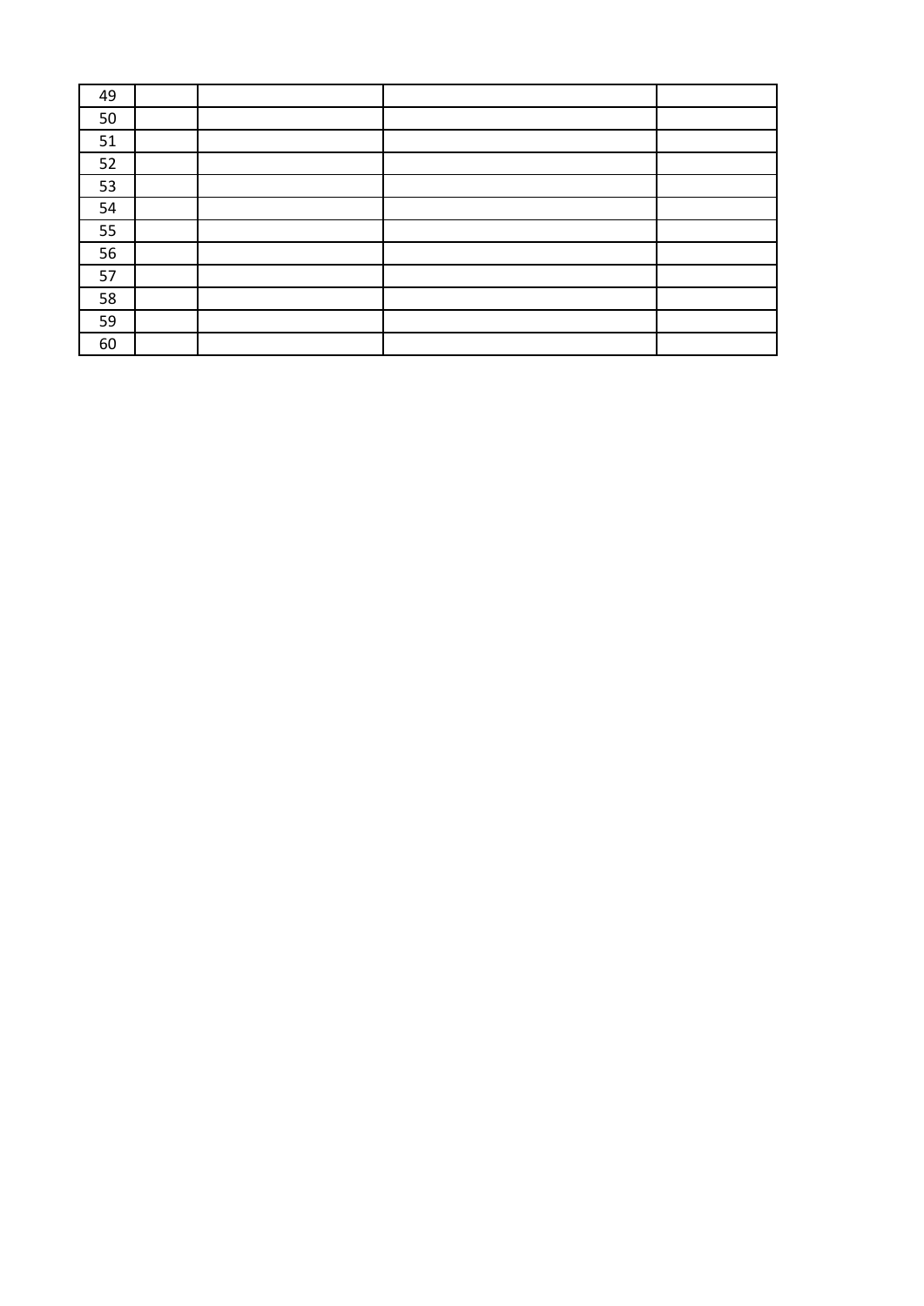| | | | | |
|---|---|---|---|---|
| 49 | | | | |
| 50 | | | | |
| 51 | | | | |
| 52 | | | | |
| 53 | | | | |
| 54 | | | | |
| 55 | | | | |
| 56 | | | | |
| 57 | | | | |
| 58 | | | | |
| 59 | | | | |
| 60 | | | | |